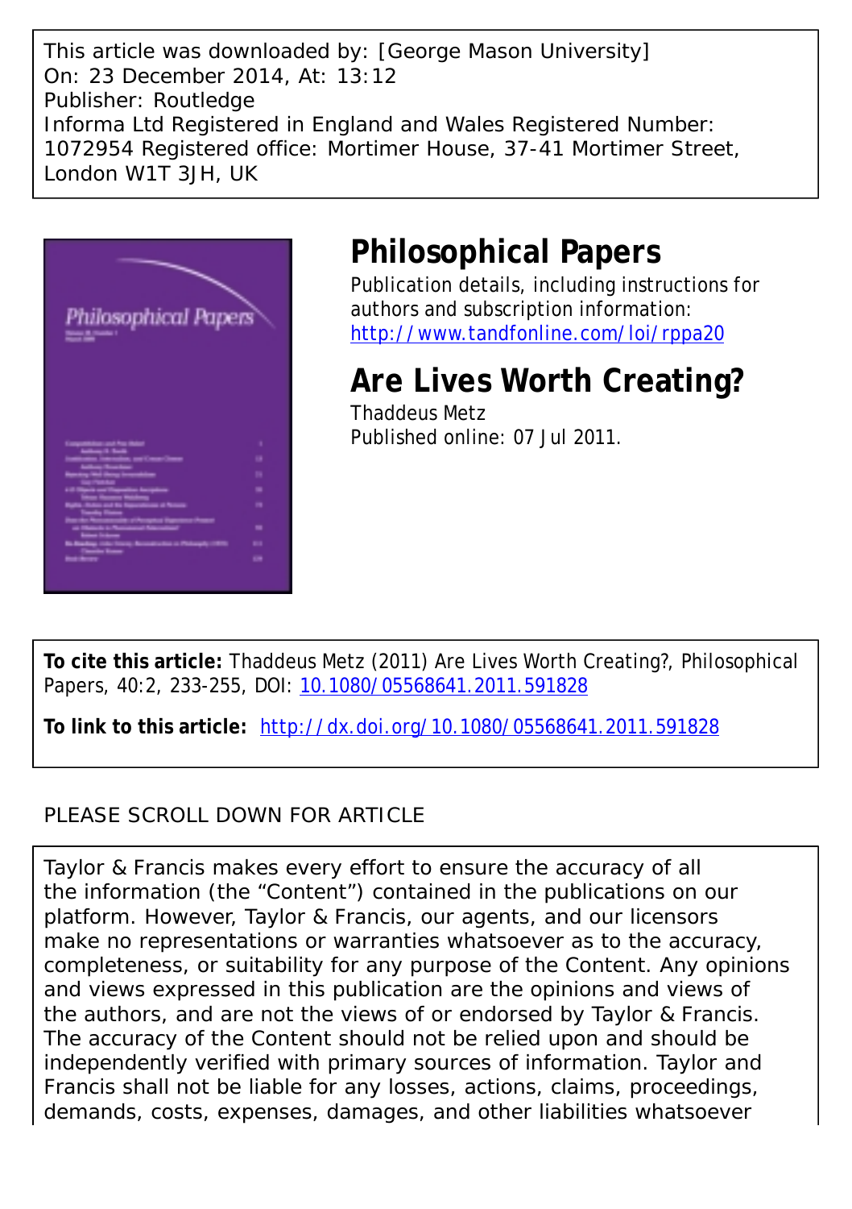This article was downloaded by: [George Mason University]
On: 23 December 2014, At: 13:12
Publisher: Routledge
Informa Ltd Registered in England and Wales Registered Number: 1072954 Registered office: Mortimer House, 37-41 Mortimer Street, London W1T 3JH, UK

# Philosophical Papers

Publication details, including instructions for authors and subscription information:
http://www.tandfonline.com/loi/rppa20

# Are Lives Worth Creating?

Thaddeus Metz
Published online: 07 Jul 2011.

**To cite this article:** Thaddeus Metz (2011) Are Lives Worth Creating?, Philosophical Papers, 40:2, 233-255, DOI: 10.1080/05568641.2011.591828

**To link to this article:** http://dx.doi.org/10.1080/05568641.2011.591828

PLEASE SCROLL DOWN FOR ARTICLE

Taylor & Francis makes every effort to ensure the accuracy of all the information (the "Content") contained in the publications on our platform. However, Taylor & Francis, our agents, and our licensors make no representations or warranties whatsoever as to the accuracy, completeness, or suitability for any purpose of the Content. Any opinions and views expressed in this publication are the opinions and views of the authors, and are not the views of or endorsed by Taylor & Francis. The accuracy of the Content should not be relied upon and should be independently verified with primary sources of information. Taylor and Francis shall not be liable for any losses, actions, claims, proceedings, demands, costs, expenses, damages, and other liabilities whatsoever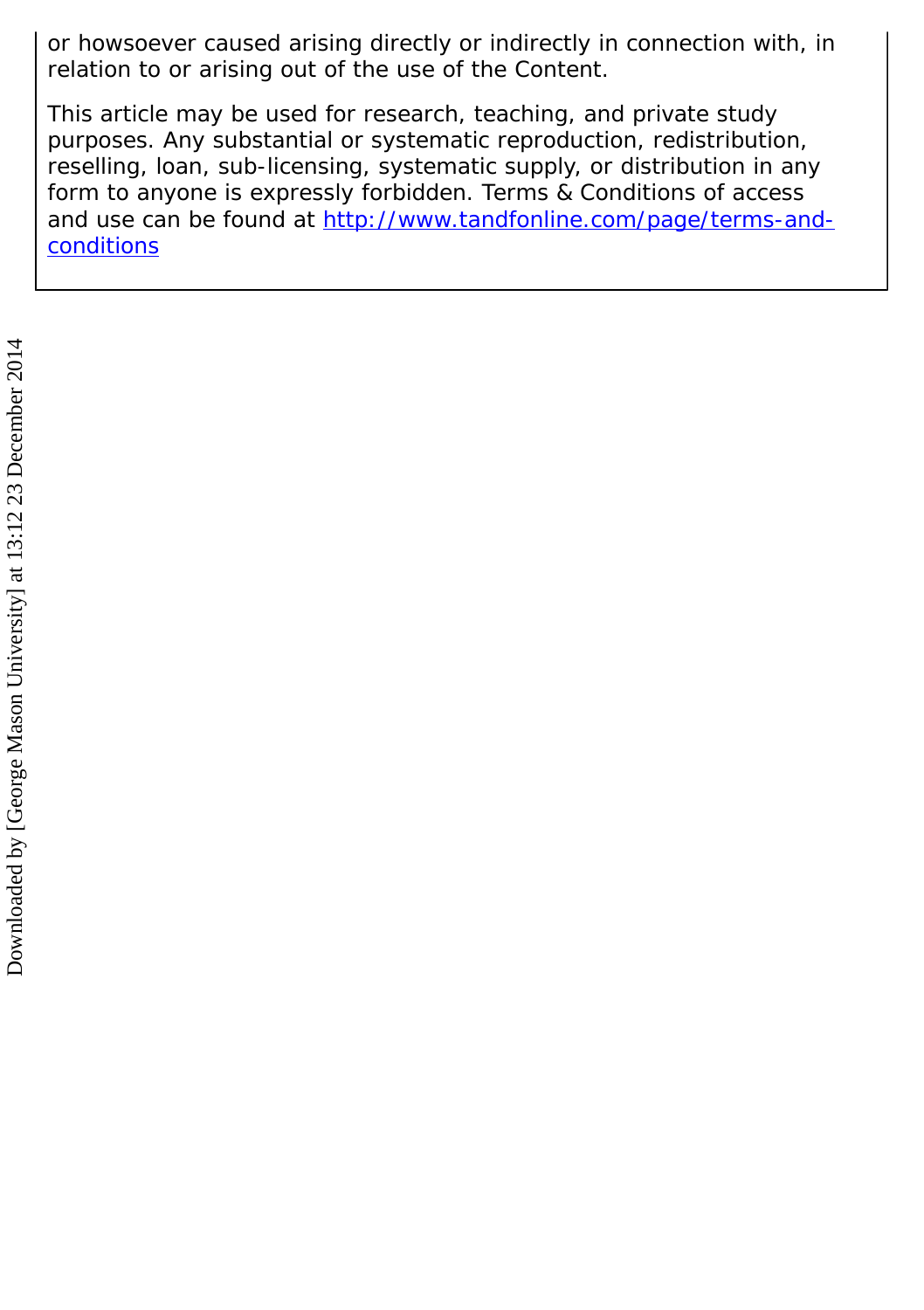or howsoever caused arising directly or indirectly in connection with, in relation to or arising out of the use of the Content.

This article may be used for research, teaching, and private study purposes. Any substantial or systematic reproduction, redistribution, reselling, loan, sub-licensing, systematic supply, or distribution in any form to anyone is expressly forbidden. Terms & Conditions of access and use can be found at [http://www.tandfonline.com/page/terms-and-conditions](http://www.tandfonline.com/page/terms-and-conditions)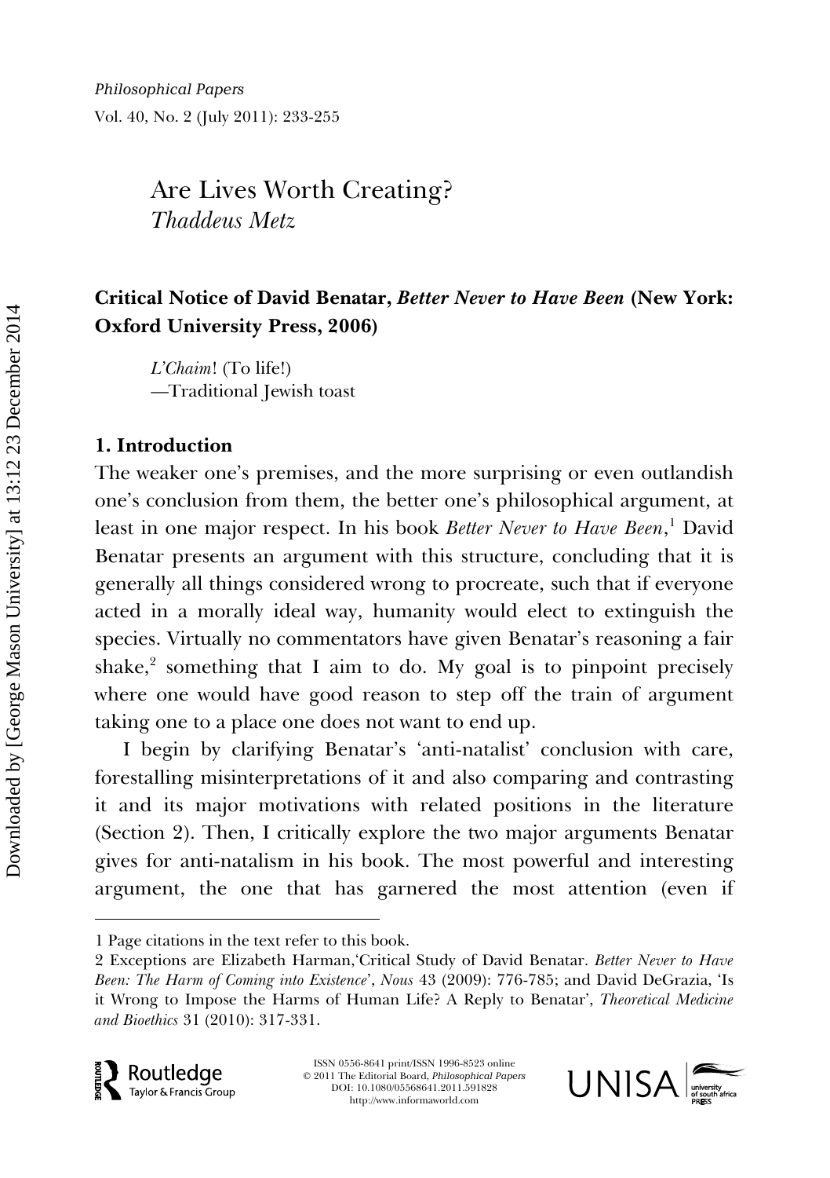# Are Lives Worth Creating?

*Thaddeus Metz*

**Critical Notice of David Benatar, *Better Never to Have Been* (New York: Oxford University Press, 2006)**

> *L'Chaim*! (To life!)
> —Traditional Jewish toast

## 1. Introduction

The weaker one's premises, and the more surprising or even outlandish one's conclusion from them, the better one's philosophical argument, at least in one major respect. In his book *Better Never to Have Been*,[1] David Benatar presents an argument with this structure, concluding that it is generally all things considered wrong to procreate, such that if everyone acted in a morally ideal way, humanity would elect to extinguish the species. Virtually no commentators have given Benatar's reasoning a fair shake,[2] something that I aim to do. My goal is to pinpoint precisely where one would have good reason to step off the train of argument taking one to a place one does not want to end up.

I begin by clarifying Benatar's 'anti-natalist' conclusion with care, forestalling misinterpretations of it and also comparing and contrasting it and its major motivations with related positions in the literature (Section 2). Then, I critically explore the two major arguments Benatar gives for anti-natalism in his book. The most powerful and interesting argument, the one that has garnered the most attention (even if

---

1 Page citations in the text refer to this book.

2 Exceptions are Elizabeth Harman, 'Critical Study of David Benatar. *Better Never to Have Been: The Harm of Coming into Existence*', *Nous* 43 (2009): 776-785; and David DeGrazia, 'Is it Wrong to Impose the Harms of Human Life? A Reply to Benatar', *Theoretical Medicine and Bioethics* 31 (2010): 317-331.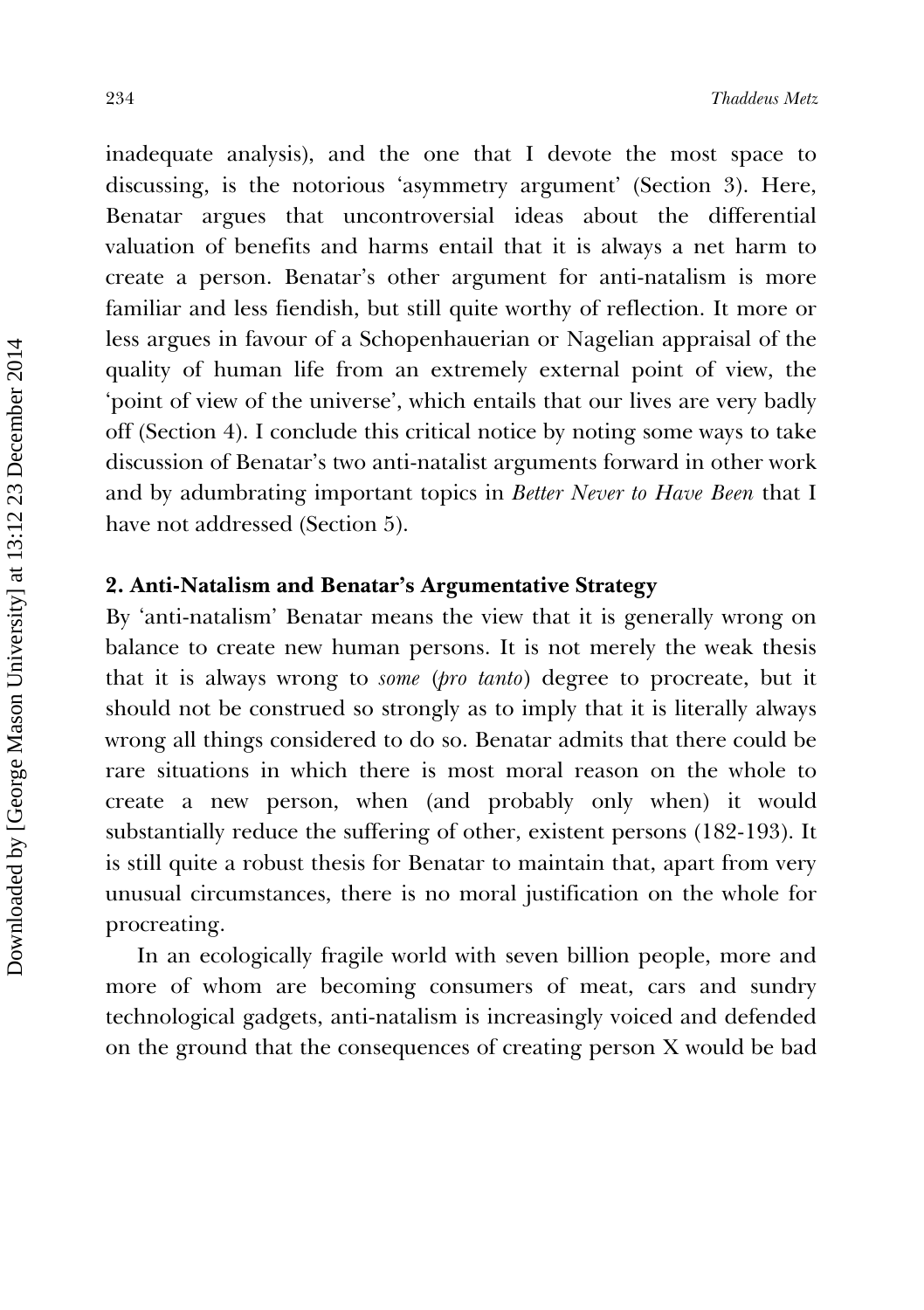inadequate analysis), and the one that I devote the most space to discussing, is the notorious 'asymmetry argument' (Section 3). Here, Benatar argues that uncontroversial ideas about the differential valuation of benefits and harms entail that it is always a net harm to create a person. Benatar's other argument for anti-natalism is more familiar and less fiendish, but still quite worthy of reflection. It more or less argues in favour of a Schopenhauerian or Nagelian appraisal of the quality of human life from an extremely external point of view, the 'point of view of the universe', which entails that our lives are very badly off (Section 4). I conclude this critical notice by noting some ways to take discussion of Benatar's two anti-natalist arguments forward in other work and by adumbrating important topics in *Better Never to Have Been* that I have not addressed (Section 5).

## 2. Anti-Natalism and Benatar's Argumentative Strategy

By 'anti-natalism' Benatar means the view that it is generally wrong on balance to create new human persons. It is not merely the weak thesis that it is always wrong to *some* (*pro tanto*) degree to procreate, but it should not be construed so strongly as to imply that it is literally always wrong all things considered to do so. Benatar admits that there could be rare situations in which there is most moral reason on the whole to create a new person, when (and probably only when) it would substantially reduce the suffering of other, existent persons (182-193). It is still quite a robust thesis for Benatar to maintain that, apart from very unusual circumstances, there is no moral justification on the whole for procreating.

In an ecologically fragile world with seven billion people, more and more of whom are becoming consumers of meat, cars and sundry technological gadgets, anti-natalism is increasingly voiced and defended on the ground that the consequences of creating person X would be bad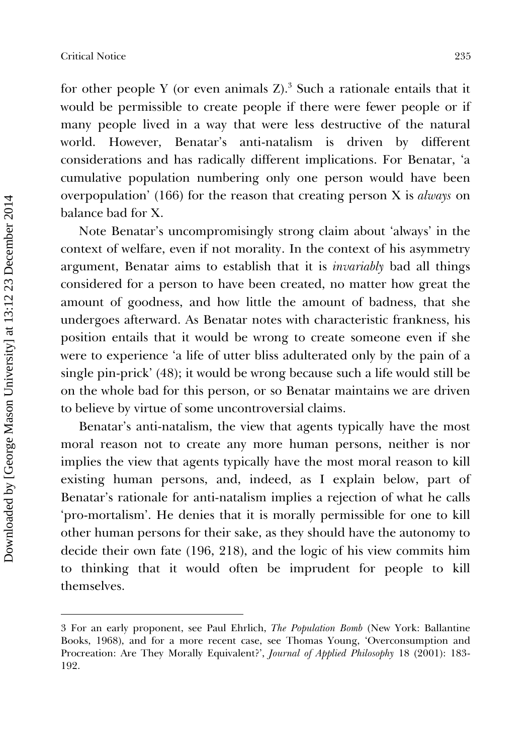for other people Y (or even animals Z).[3] Such a rationale entails that it would be permissible to create people if there were fewer people or if many people lived in a way that were less destructive of the natural world. However, Benatar's anti-natalism is driven by different considerations and has radically different implications. For Benatar, 'a cumulative population numbering only one person would have been overpopulation' (166) for the reason that creating person X is *always* on balance bad for X.

Note Benatar's uncompromisingly strong claim about 'always' in the context of welfare, even if not morality. In the context of his asymmetry argument, Benatar aims to establish that it is *invariably* bad all things considered for a person to have been created, no matter how great the amount of goodness, and how little the amount of badness, that she undergoes afterward. As Benatar notes with characteristic frankness, his position entails that it would be wrong to create someone even if she were to experience 'a life of utter bliss adulterated only by the pain of a single pin-prick' (48); it would be wrong because such a life would still be on the whole bad for this person, or so Benatar maintains we are driven to believe by virtue of some uncontroversial claims.

Benatar's anti-natalism, the view that agents typically have the most moral reason not to create any more human persons, neither is nor implies the view that agents typically have the most moral reason to kill existing human persons, and, indeed, as I explain below, part of Benatar's rationale for anti-natalism implies a rejection of what he calls 'pro-mortalism'. He denies that it is morally permissible for one to kill other human persons for their sake, as they should have the autonomy to decide their own fate (196, 218), and the logic of his view commits him to thinking that it would often be imprudent for people to kill themselves.

---

3 For an early proponent, see Paul Ehrlich, *The Population Bomb* (New York: Ballantine Books, 1968), and for a more recent case, see Thomas Young, 'Overconsumption and Procreation: Are They Morally Equivalent?', *Journal of Applied Philosophy* 18 (2001): 183-192.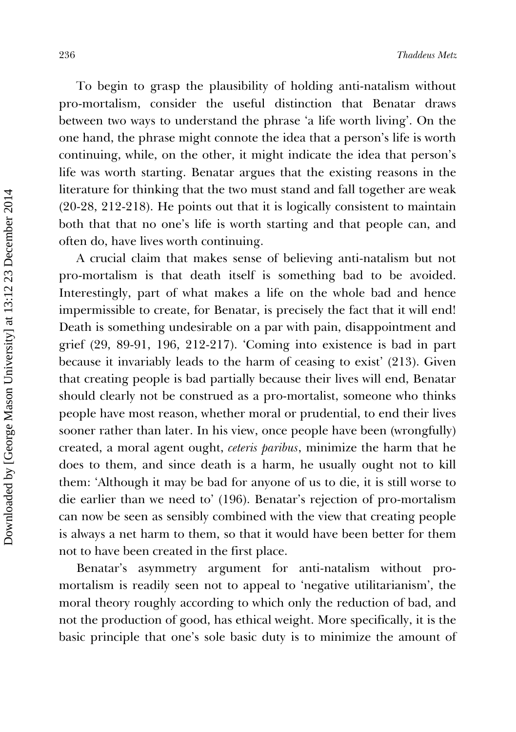To begin to grasp the plausibility of holding anti-natalism without pro-mortalism, consider the useful distinction that Benatar draws between two ways to understand the phrase 'a life worth living'. On the one hand, the phrase might connote the idea that a person's life is worth continuing, while, on the other, it might indicate the idea that person's life was worth starting. Benatar argues that the existing reasons in the literature for thinking that the two must stand and fall together are weak (20-28, 212-218). He points out that it is logically consistent to maintain both that that no one's life is worth starting and that people can, and often do, have lives worth continuing.

A crucial claim that makes sense of believing anti-natalism but not pro-mortalism is that death itself is something bad to be avoided. Interestingly, part of what makes a life on the whole bad and hence impermissible to create, for Benatar, is precisely the fact that it will end! Death is something undesirable on a par with pain, disappointment and grief (29, 89-91, 196, 212-217). 'Coming into existence is bad in part because it invariably leads to the harm of ceasing to exist' (213). Given that creating people is bad partially because their lives will end, Benatar should clearly not be construed as a pro-mortalist, someone who thinks people have most reason, whether moral or prudential, to end their lives sooner rather than later. In his view, once people have been (wrongfully) created, a moral agent ought, *ceteris paribus*, minimize the harm that he does to them, and since death is a harm, he usually ought not to kill them: 'Although it may be bad for anyone of us to die, it is still worse to die earlier than we need to' (196). Benatar's rejection of pro-mortalism can now be seen as sensibly combined with the view that creating people is always a net harm to them, so that it would have been better for them not to have been created in the first place.

Benatar's asymmetry argument for anti-natalism without pro-mortalism is readily seen not to appeal to 'negative utilitarianism', the moral theory roughly according to which only the reduction of bad, and not the production of good, has ethical weight. More specifically, it is the basic principle that one's sole basic duty is to minimize the amount of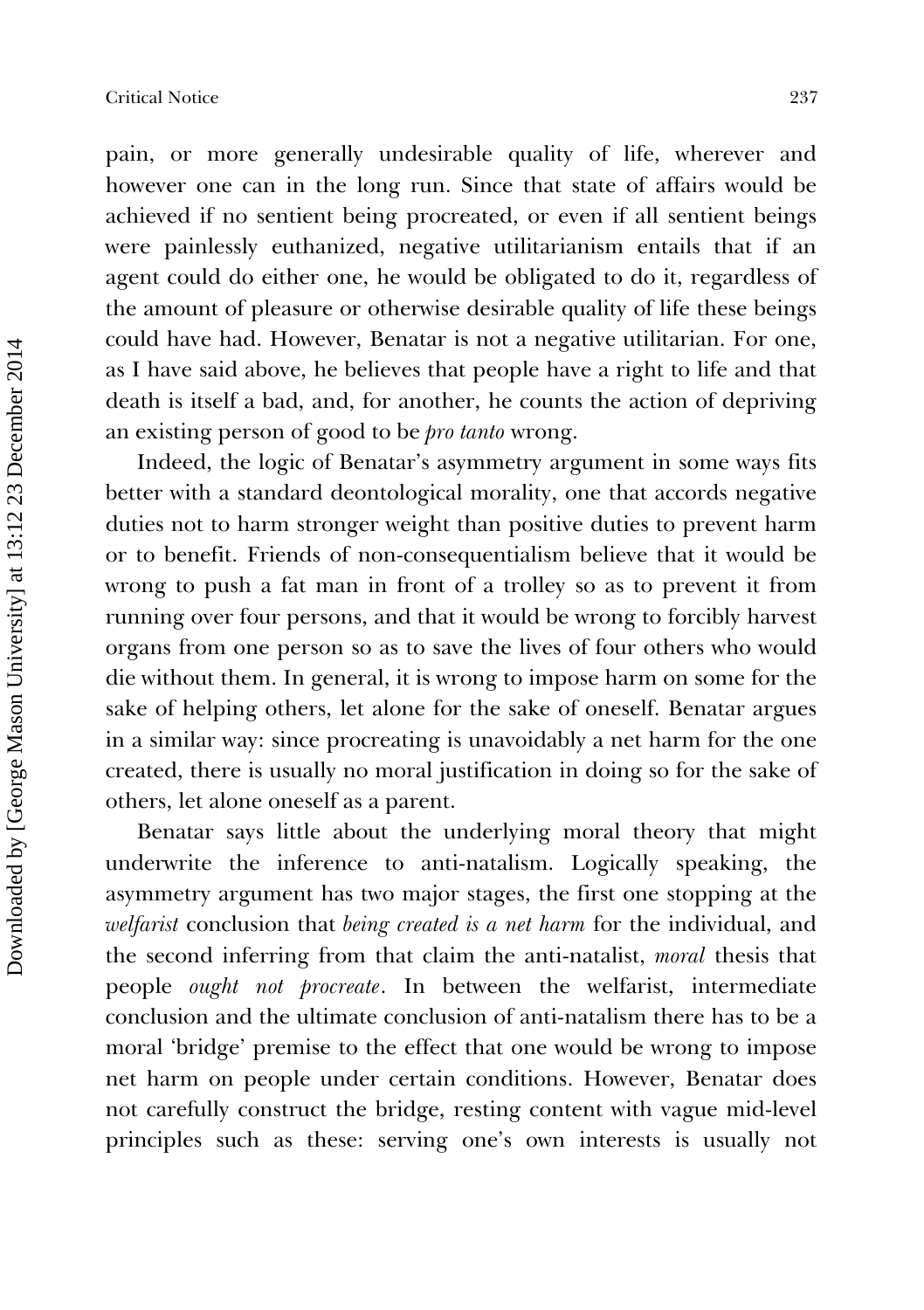pain, or more generally undesirable quality of life, wherever and however one can in the long run. Since that state of affairs would be achieved if no sentient being procreated, or even if all sentient beings were painlessly euthanized, negative utilitarianism entails that if an agent could do either one, he would be obligated to do it, regardless of the amount of pleasure or otherwise desirable quality of life these beings could have had. However, Benatar is not a negative utilitarian. For one, as I have said above, he believes that people have a right to life and that death is itself a bad, and, for another, he counts the action of depriving an existing person of good to be *pro tanto* wrong.

Indeed, the logic of Benatar's asymmetry argument in some ways fits better with a standard deontological morality, one that accords negative duties not to harm stronger weight than positive duties to prevent harm or to benefit. Friends of non-consequentialism believe that it would be wrong to push a fat man in front of a trolley so as to prevent it from running over four persons, and that it would be wrong to forcibly harvest organs from one person so as to save the lives of four others who would die without them. In general, it is wrong to impose harm on some for the sake of helping others, let alone for the sake of oneself. Benatar argues in a similar way: since procreating is unavoidably a net harm for the one created, there is usually no moral justification in doing so for the sake of others, let alone oneself as a parent.

Benatar says little about the underlying moral theory that might underwrite the inference to anti-natalism. Logically speaking, the asymmetry argument has two major stages, the first one stopping at the *welfarist* conclusion that *being created is a net harm* for the individual, and the second inferring from that claim the anti-natalist, *moral* thesis that people *ought not procreate*. In between the welfarist, intermediate conclusion and the ultimate conclusion of anti-natalism there has to be a moral 'bridge' premise to the effect that one would be wrong to impose net harm on people under certain conditions. However, Benatar does not carefully construct the bridge, resting content with vague mid-level principles such as these: serving one's own interests is usually not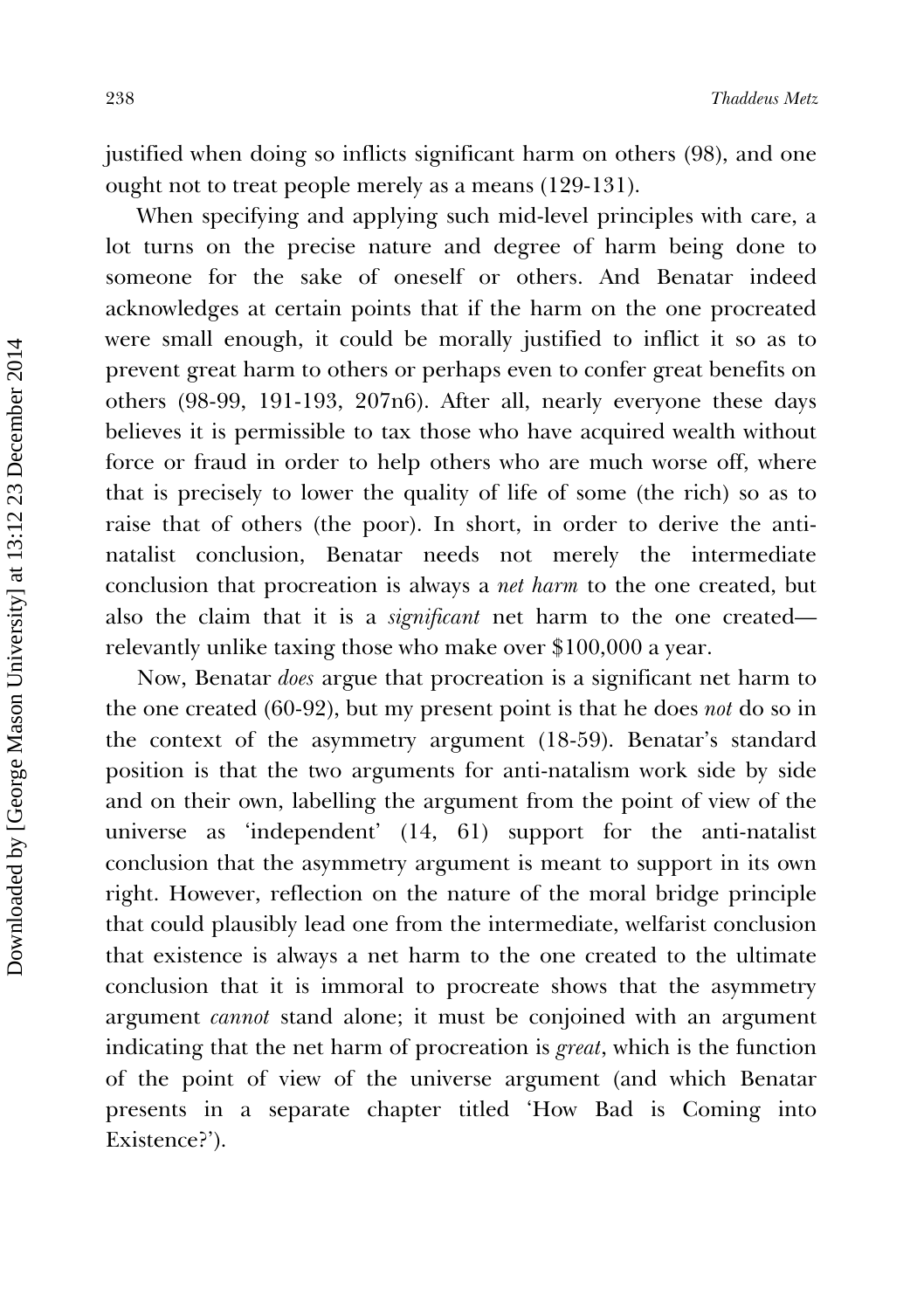justified when doing so inflicts significant harm on others (98), and one ought not to treat people merely as a means (129-131).

When specifying and applying such mid-level principles with care, a lot turns on the precise nature and degree of harm being done to someone for the sake of oneself or others. And Benatar indeed acknowledges at certain points that if the harm on the one procreated were small enough, it could be morally justified to inflict it so as to prevent great harm to others or perhaps even to confer great benefits on others (98-99, 191-193, 207n6). After all, nearly everyone these days believes it is permissible to tax those who have acquired wealth without force or fraud in order to help others who are much worse off, where that is precisely to lower the quality of life of some (the rich) so as to raise that of others (the poor). In short, in order to derive the anti-natalist conclusion, Benatar needs not merely the intermediate conclusion that procreation is always a *net harm* to the one created, but also the claim that it is a *significant* net harm to the one created—relevantly unlike taxing those who make over $100,000 a year.

Now, Benatar *does* argue that procreation is a significant net harm to the one created (60-92), but my present point is that he does *not* do so in the context of the asymmetry argument (18-59). Benatar's standard position is that the two arguments for anti-natalism work side by side and on their own, labelling the argument from the point of view of the universe as 'independent' (14, 61) support for the anti-natalist conclusion that the asymmetry argument is meant to support in its own right. However, reflection on the nature of the moral bridge principle that could plausibly lead one from the intermediate, welfarist conclusion that existence is always a net harm to the one created to the ultimate conclusion that it is immoral to procreate shows that the asymmetry argument *cannot* stand alone; it must be conjoined with an argument indicating that the net harm of procreation is *great*, which is the function of the point of view of the universe argument (and which Benatar presents in a separate chapter titled 'How Bad is Coming into Existence?').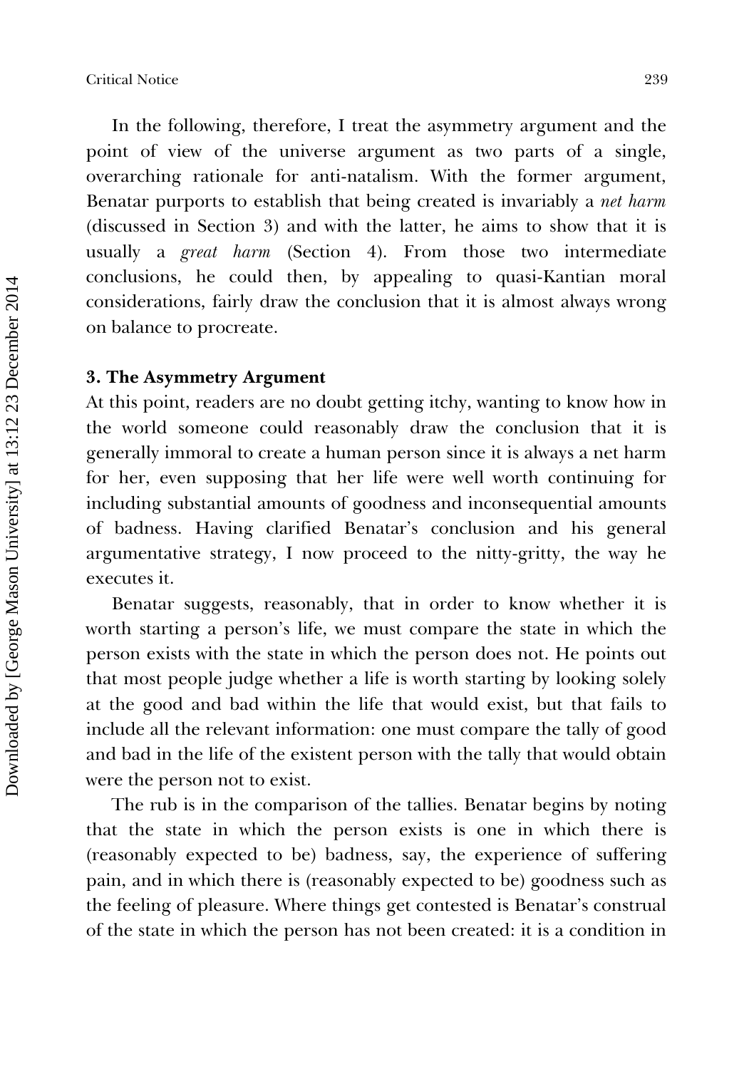In the following, therefore, I treat the asymmetry argument and the point of view of the universe argument as two parts of a single, overarching rationale for anti-natalism. With the former argument, Benatar purports to establish that being created is invariably a *net harm* (discussed in Section 3) and with the latter, he aims to show that it is usually a *great harm* (Section 4). From those two intermediate conclusions, he could then, by appealing to quasi-Kantian moral considerations, fairly draw the conclusion that it is almost always wrong on balance to procreate.

### 3. The Asymmetry Argument

At this point, readers are no doubt getting itchy, wanting to know how in the world someone could reasonably draw the conclusion that it is generally immoral to create a human person since it is always a net harm for her, even supposing that her life were well worth continuing for including substantial amounts of goodness and inconsequential amounts of badness. Having clarified Benatar's conclusion and his general argumentative strategy, I now proceed to the nitty-gritty, the way he executes it.

Benatar suggests, reasonably, that in order to know whether it is worth starting a person's life, we must compare the state in which the person exists with the state in which the person does not. He points out that most people judge whether a life is worth starting by looking solely at the good and bad within the life that would exist, but that fails to include all the relevant information: one must compare the tally of good and bad in the life of the existent person with the tally that would obtain were the person not to exist.

The rub is in the comparison of the tallies. Benatar begins by noting that the state in which the person exists is one in which there is (reasonably expected to be) badness, say, the experience of suffering pain, and in which there is (reasonably expected to be) goodness such as the feeling of pleasure. Where things get contested is Benatar's construal of the state in which the person has not been created: it is a condition in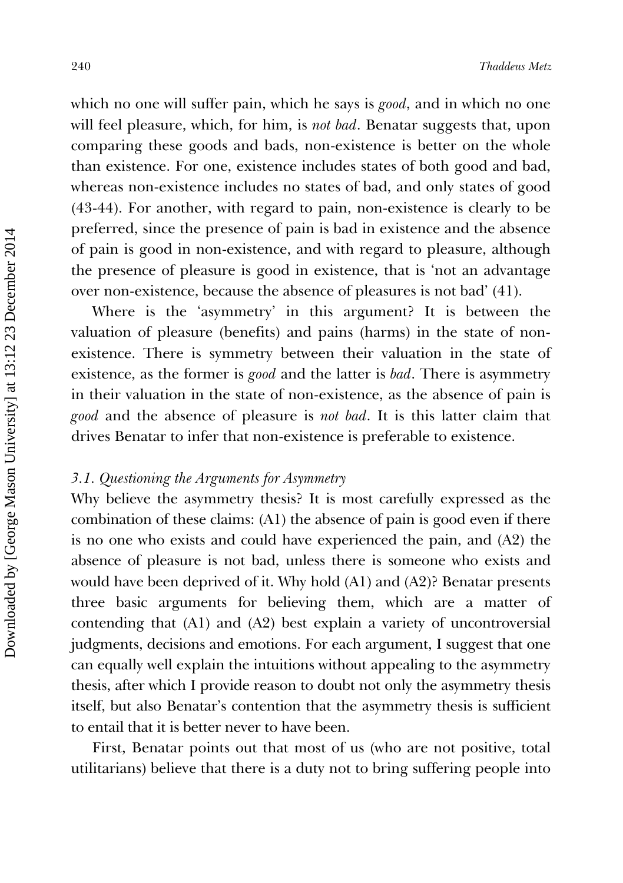which no one will suffer pain, which he says is *good*, and in which no one will feel pleasure, which, for him, is *not bad*. Benatar suggests that, upon comparing these goods and bads, non-existence is better on the whole than existence. For one, existence includes states of both good and bad, whereas non-existence includes no states of bad, and only states of good (43-44). For another, with regard to pain, non-existence is clearly to be preferred, since the presence of pain is bad in existence and the absence of pain is good in non-existence, and with regard to pleasure, although the presence of pleasure is good in existence, that is 'not an advantage over non-existence, because the absence of pleasures is not bad' (41).

Where is the 'asymmetry' in this argument? It is between the valuation of pleasure (benefits) and pains (harms) in the state of non-existence. There is symmetry between their valuation in the state of existence, as the former is *good* and the latter is *bad*. There is asymmetry in their valuation in the state of non-existence, as the absence of pain is *good* and the absence of pleasure is *not bad*. It is this latter claim that drives Benatar to infer that non-existence is preferable to existence.

### *3.1. Questioning the Arguments for Asymmetry*

Why believe the asymmetry thesis? It is most carefully expressed as the combination of these claims: (A1) the absence of pain is good even if there is no one who exists and could have experienced the pain, and (A2) the absence of pleasure is not bad, unless there is someone who exists and would have been deprived of it. Why hold (A1) and (A2)? Benatar presents three basic arguments for believing them, which are a matter of contending that (A1) and (A2) best explain a variety of uncontroversial judgments, decisions and emotions. For each argument, I suggest that one can equally well explain the intuitions without appealing to the asymmetry thesis, after which I provide reason to doubt not only the asymmetry thesis itself, but also Benatar's contention that the asymmetry thesis is sufficient to entail that it is better never to have been.

First, Benatar points out that most of us (who are not positive, total utilitarians) believe that there is a duty not to bring suffering people into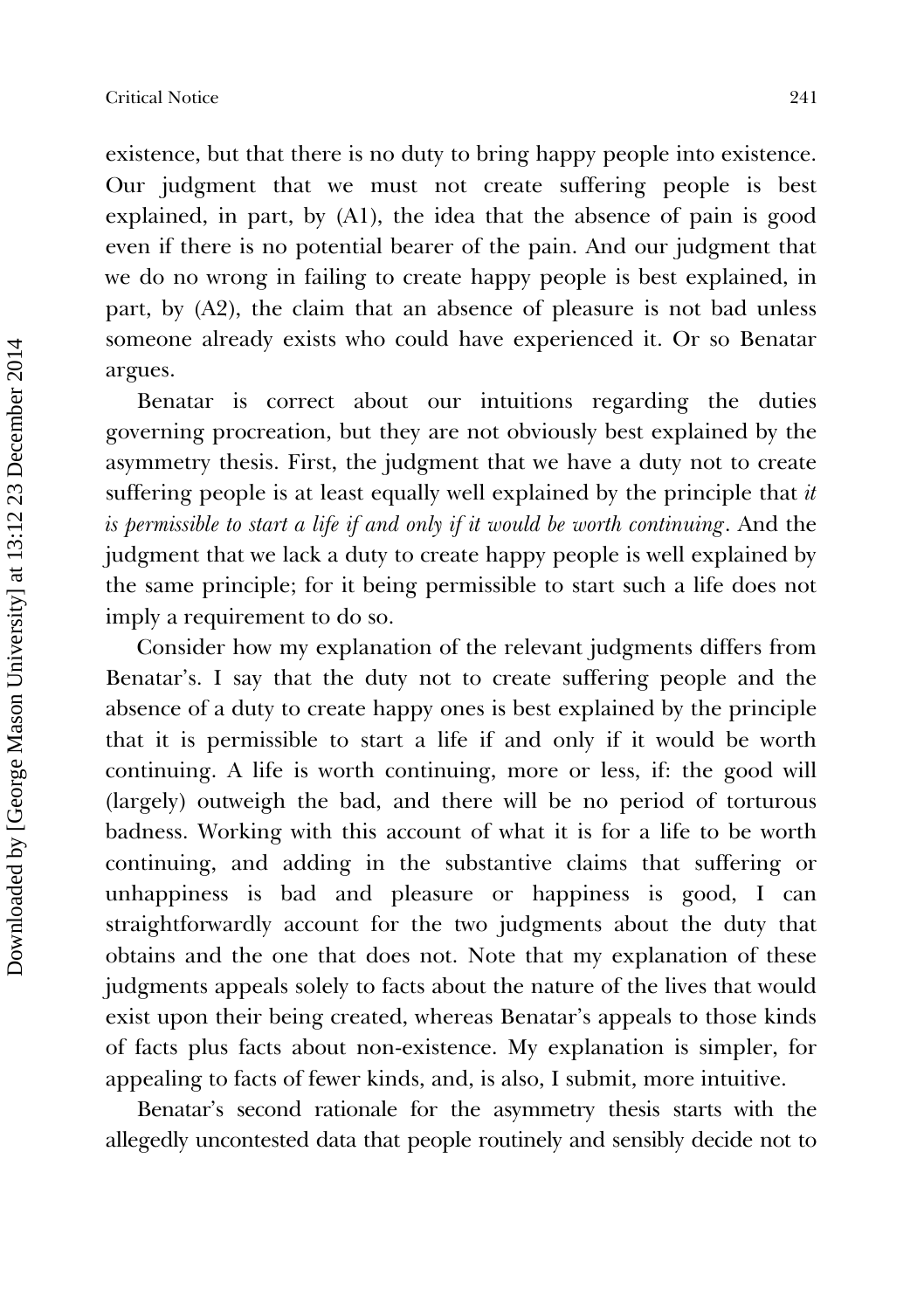existence, but that there is no duty to bring happy people into existence. Our judgment that we must not create suffering people is best explained, in part, by (A1), the idea that the absence of pain is good even if there is no potential bearer of the pain. And our judgment that we do no wrong in failing to create happy people is best explained, in part, by (A2), the claim that an absence of pleasure is not bad unless someone already exists who could have experienced it. Or so Benatar argues.

Benatar is correct about our intuitions regarding the duties governing procreation, but they are not obviously best explained by the asymmetry thesis. First, the judgment that we have a duty not to create suffering people is at least equally well explained by the principle that *it is permissible to start a life if and only if it would be worth continuing*. And the judgment that we lack a duty to create happy people is well explained by the same principle; for it being permissible to start such a life does not imply a requirement to do so.

Consider how my explanation of the relevant judgments differs from Benatar's. I say that the duty not to create suffering people and the absence of a duty to create happy ones is best explained by the principle that it is permissible to start a life if and only if it would be worth continuing. A life is worth continuing, more or less, if: the good will (largely) outweigh the bad, and there will be no period of torturous badness. Working with this account of what it is for a life to be worth continuing, and adding in the substantive claims that suffering or unhappiness is bad and pleasure or happiness is good, I can straightforwardly account for the two judgments about the duty that obtains and the one that does not. Note that my explanation of these judgments appeals solely to facts about the nature of the lives that would exist upon their being created, whereas Benatar's appeals to those kinds of facts plus facts about non-existence. My explanation is simpler, for appealing to facts of fewer kinds, and, is also, I submit, more intuitive.

Benatar's second rationale for the asymmetry thesis starts with the allegedly uncontested data that people routinely and sensibly decide not to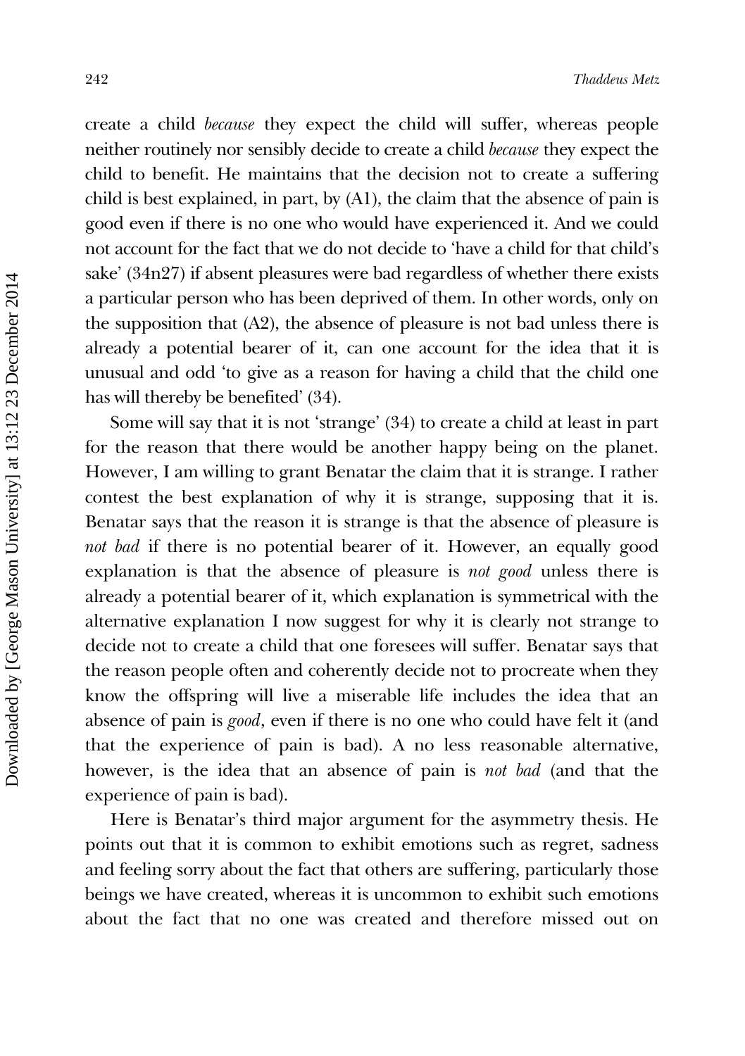create a child *because* they expect the child will suffer, whereas people neither routinely nor sensibly decide to create a child *because* they expect the child to benefit. He maintains that the decision not to create a suffering child is best explained, in part, by (A1), the claim that the absence of pain is good even if there is no one who would have experienced it. And we could not account for the fact that we do not decide to 'have a child for that child's sake' (34n27) if absent pleasures were bad regardless of whether there exists a particular person who has been deprived of them. In other words, only on the supposition that (A2), the absence of pleasure is not bad unless there is already a potential bearer of it, can one account for the idea that it is unusual and odd 'to give as a reason for having a child that the child one has will thereby be benefited' (34).

Some will say that it is not 'strange' (34) to create a child at least in part for the reason that there would be another happy being on the planet. However, I am willing to grant Benatar the claim that it is strange. I rather contest the best explanation of why it is strange, supposing that it is. Benatar says that the reason it is strange is that the absence of pleasure is *not bad* if there is no potential bearer of it. However, an equally good explanation is that the absence of pleasure is *not good* unless there is already a potential bearer of it, which explanation is symmetrical with the alternative explanation I now suggest for why it is clearly not strange to decide not to create a child that one foresees will suffer. Benatar says that the reason people often and coherently decide not to procreate when they know the offspring will live a miserable life includes the idea that an absence of pain is *good*, even if there is no one who could have felt it (and that the experience of pain is bad). A no less reasonable alternative, however, is the idea that an absence of pain is *not bad* (and that the experience of pain is bad).

Here is Benatar's third major argument for the asymmetry thesis. He points out that it is common to exhibit emotions such as regret, sadness and feeling sorry about the fact that others are suffering, particularly those beings we have created, whereas it is uncommon to exhibit such emotions about the fact that no one was created and therefore missed out on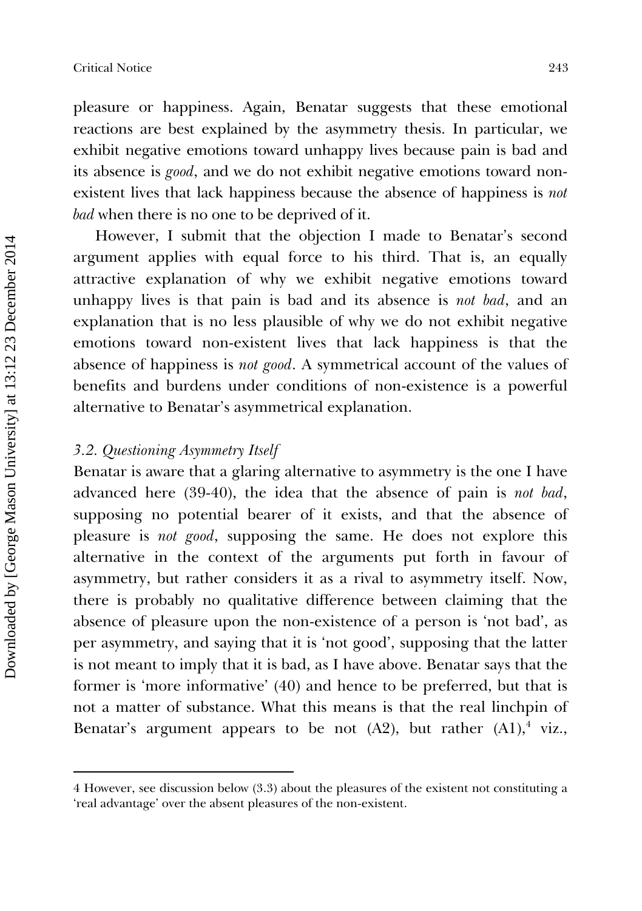pleasure or happiness. Again, Benatar suggests that these emotional reactions are best explained by the asymmetry thesis. In particular, we exhibit negative emotions toward unhappy lives because pain is bad and its absence is *good*, and we do not exhibit negative emotions toward non-existent lives that lack happiness because the absence of happiness is *not bad* when there is no one to be deprived of it.

However, I submit that the objection I made to Benatar's second argument applies with equal force to his third. That is, an equally attractive explanation of why we exhibit negative emotions toward unhappy lives is that pain is bad and its absence is *not bad*, and an explanation that is no less plausible of why we do not exhibit negative emotions toward non-existent lives that lack happiness is that the absence of happiness is *not good*. A symmetrical account of the values of benefits and burdens under conditions of non-existence is a powerful alternative to Benatar's asymmetrical explanation.

### *3.2. Questioning Asymmetry Itself*

Benatar is aware that a glaring alternative to asymmetry is the one I have advanced here (39-40), the idea that the absence of pain is *not bad*, supposing no potential bearer of it exists, and that the absence of pleasure is *not good*, supposing the same. He does not explore this alternative in the context of the arguments put forth in favour of asymmetry, but rather considers it as a rival to asymmetry itself. Now, there is probably no qualitative difference between claiming that the absence of pleasure upon the non-existence of a person is 'not bad', as per asymmetry, and saying that it is 'not good', supposing that the latter is not meant to imply that it is bad, as I have above. Benatar says that the former is 'more informative' (40) and hence to be preferred, but that is not a matter of substance. What this means is that the real linchpin of Benatar's argument appears to be not (A2), but rather (A1),[4] viz.,

---

4 However, see discussion below (3.3) about the pleasures of the existent not constituting a 'real advantage' over the absent pleasures of the non-existent.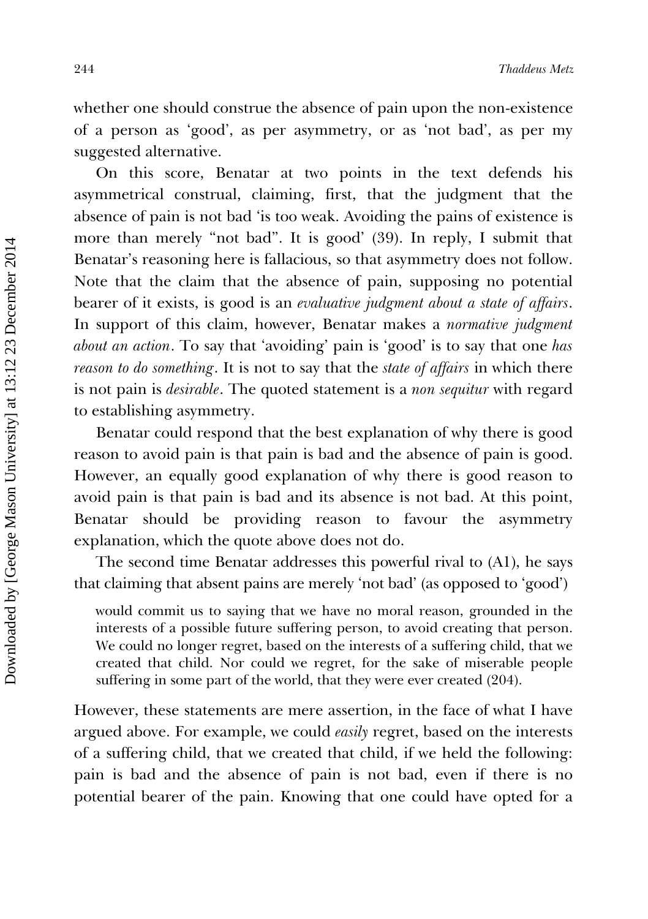whether one should construe the absence of pain upon the non-existence of a person as 'good', as per asymmetry, or as 'not bad', as per my suggested alternative.

On this score, Benatar at two points in the text defends his asymmetrical construal, claiming, first, that the judgment that the absence of pain is not bad 'is too weak. Avoiding the pains of existence is more than merely "not bad". It is good' (39). In reply, I submit that Benatar's reasoning here is fallacious, so that asymmetry does not follow. Note that the claim that the absence of pain, supposing no potential bearer of it exists, is good is an *evaluative judgment about a state of affairs*. In support of this claim, however, Benatar makes a *normative judgment about an action*. To say that 'avoiding' pain is 'good' is to say that one *has reason to do something*. It is not to say that the *state of affairs* in which there is not pain is *desirable*. The quoted statement is a *non sequitur* with regard to establishing asymmetry.

Benatar could respond that the best explanation of why there is good reason to avoid pain is that pain is bad and the absence of pain is good. However, an equally good explanation of why there is good reason to avoid pain is that pain is bad and its absence is not bad. At this point, Benatar should be providing reason to favour the asymmetry explanation, which the quote above does not do.

The second time Benatar addresses this powerful rival to (A1), he says that claiming that absent pains are merely 'not bad' (as opposed to 'good')

> would commit us to saying that we have no moral reason, grounded in the interests of a possible future suffering person, to avoid creating that person. We could no longer regret, based on the interests of a suffering child, that we created that child. Nor could we regret, for the sake of miserable people suffering in some part of the world, that they were ever created (204).

However, these statements are mere assertion, in the face of what I have argued above. For example, we could *easily* regret, based on the interests of a suffering child, that we created that child, if we held the following: pain is bad and the absence of pain is not bad, even if there is no potential bearer of the pain. Knowing that one could have opted for a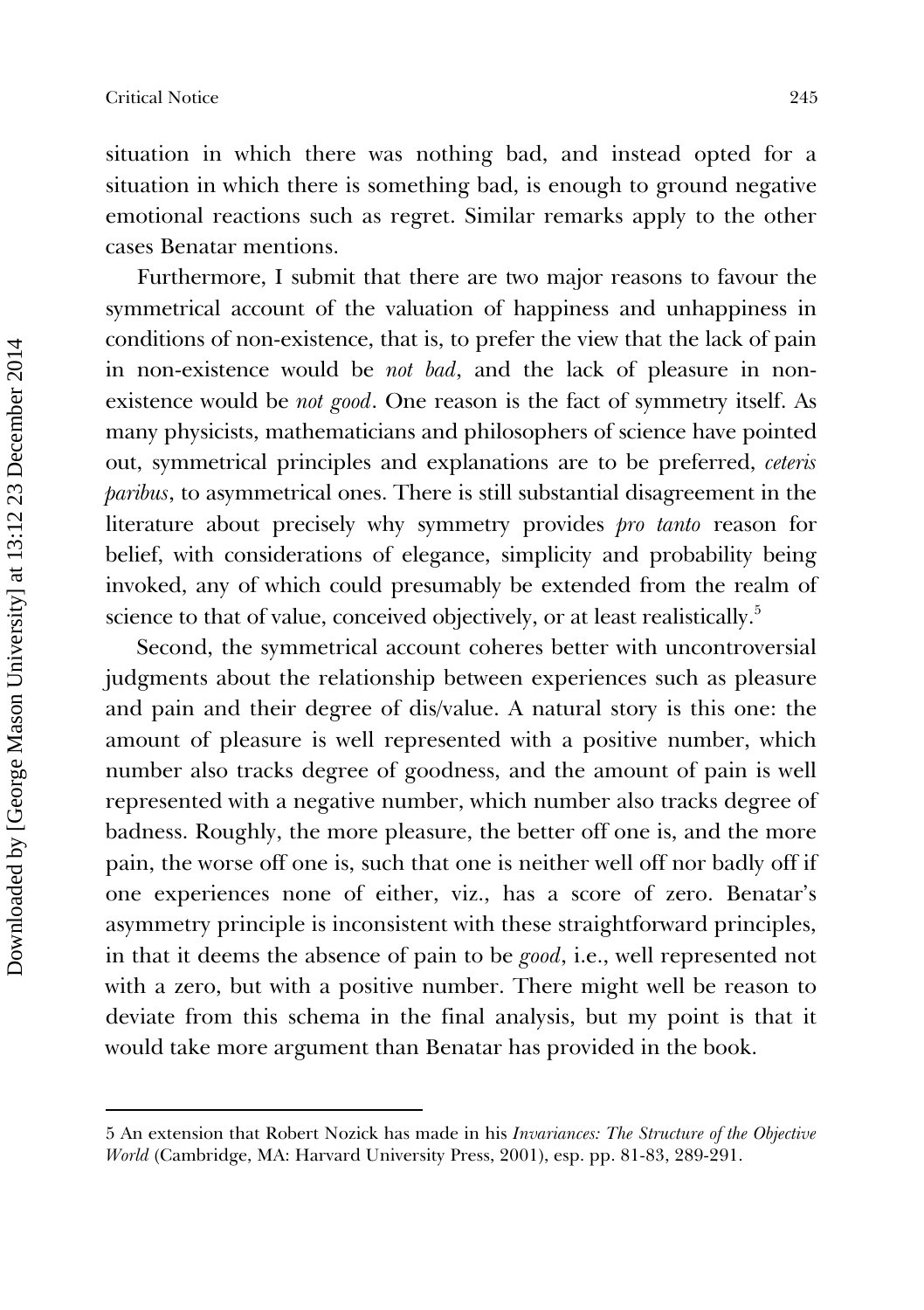situation in which there was nothing bad, and instead opted for a situation in which there is something bad, is enough to ground negative emotional reactions such as regret. Similar remarks apply to the other cases Benatar mentions.

Furthermore, I submit that there are two major reasons to favour the symmetrical account of the valuation of happiness and unhappiness in conditions of non-existence, that is, to prefer the view that the lack of pain in non-existence would be *not bad*, and the lack of pleasure in non-existence would be *not good*. One reason is the fact of symmetry itself. As many physicists, mathematicians and philosophers of science have pointed out, symmetrical principles and explanations are to be preferred, *ceteris paribus*, to asymmetrical ones. There is still substantial disagreement in the literature about precisely why symmetry provides *pro tanto* reason for belief, with considerations of elegance, simplicity and probability being invoked, any of which could presumably be extended from the realm of science to that of value, conceived objectively, or at least realistically.[5]

Second, the symmetrical account coheres better with uncontroversial judgments about the relationship between experiences such as pleasure and pain and their degree of dis/value. A natural story is this one: the amount of pleasure is well represented with a positive number, which number also tracks degree of goodness, and the amount of pain is well represented with a negative number, which number also tracks degree of badness. Roughly, the more pleasure, the better off one is, and the more pain, the worse off one is, such that one is neither well off nor badly off if one experiences none of either, viz., has a score of zero. Benatar's asymmetry principle is inconsistent with these straightforward principles, in that it deems the absence of pain to be *good*, i.e., well represented not with a zero, but with a positive number. There might well be reason to deviate from this schema in the final analysis, but my point is that it would take more argument than Benatar has provided in the book.

---

5 An extension that Robert Nozick has made in his *Invariances: The Structure of the Objective World* (Cambridge, MA: Harvard University Press, 2001), esp. pp. 81-83, 289-291.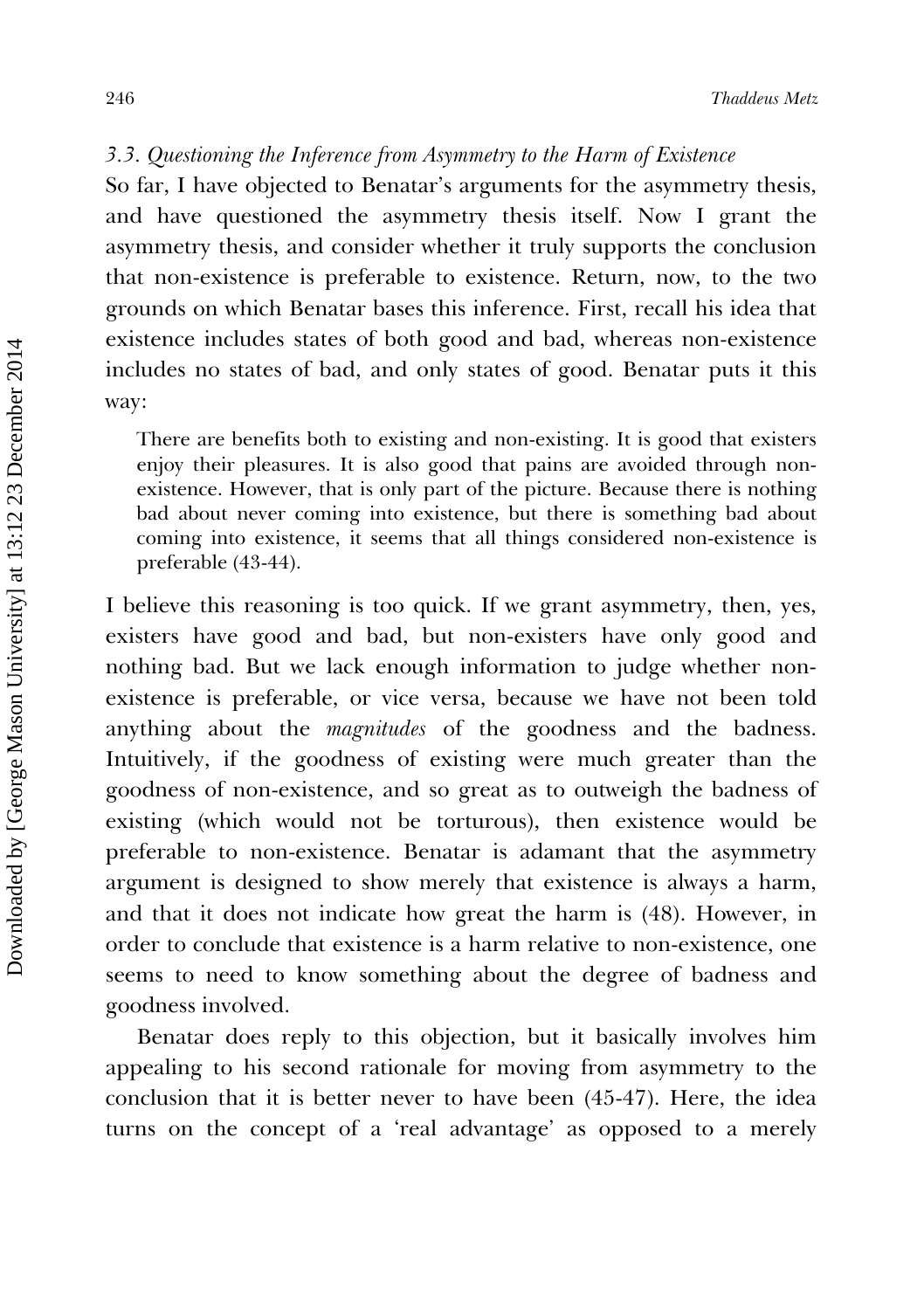### *3.3. Questioning the Inference from Asymmetry to the Harm of Existence*

So far, I have objected to Benatar's arguments for the asymmetry thesis, and have questioned the asymmetry thesis itself. Now I grant the asymmetry thesis, and consider whether it truly supports the conclusion that non-existence is preferable to existence. Return, now, to the two grounds on which Benatar bases this inference. First, recall his idea that existence includes states of both good and bad, whereas non-existence includes no states of bad, and only states of good. Benatar puts it this way:

> There are benefits both to existing and non-existing. It is good that existers enjoy their pleasures. It is also good that pains are avoided through non-existence. However, that is only part of the picture. Because there is nothing bad about never coming into existence, but there is something bad about coming into existence, it seems that all things considered non-existence is preferable (43-44).

I believe this reasoning is too quick. If we grant asymmetry, then, yes, existers have good and bad, but non-existers have only good and nothing bad. But we lack enough information to judge whether non-existence is preferable, or vice versa, because we have not been told anything about the *magnitudes* of the goodness and the badness. Intuitively, if the goodness of existing were much greater than the goodness of non-existence, and so great as to outweigh the badness of existing (which would not be torturous), then existence would be preferable to non-existence. Benatar is adamant that the asymmetry argument is designed to show merely that existence is always a harm, and that it does not indicate how great the harm is (48). However, in order to conclude that existence is a harm relative to non-existence, one seems to need to know something about the degree of badness and goodness involved.

Benatar does reply to this objection, but it basically involves him appealing to his second rationale for moving from asymmetry to the conclusion that it is better never to have been (45-47). Here, the idea turns on the concept of a 'real advantage' as opposed to a merely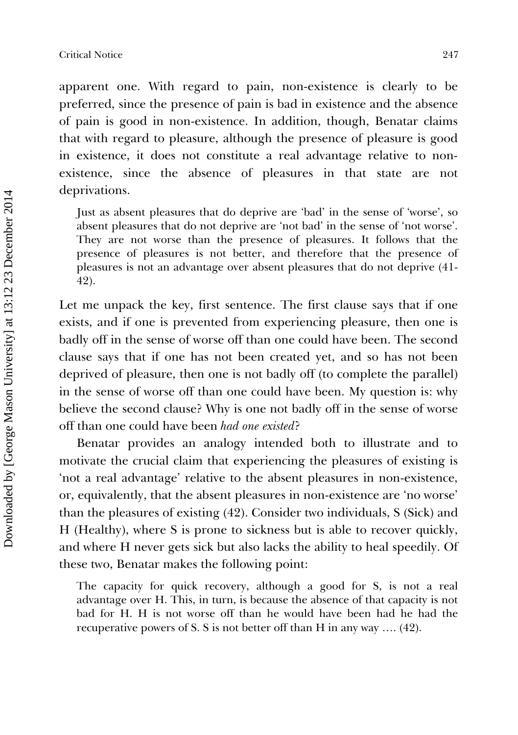apparent one. With regard to pain, non-existence is clearly to be preferred, since the presence of pain is bad in existence and the absence of pain is good in non-existence. In addition, though, Benatar claims that with regard to pleasure, although the presence of pleasure is good in existence, it does not constitute a real advantage relative to non-existence, since the absence of pleasures in that state are not deprivations.

> Just as absent pleasures that do deprive are 'bad' in the sense of 'worse', so absent pleasures that do not deprive are 'not bad' in the sense of 'not worse'. They are not worse than the presence of pleasures. It follows that the presence of pleasures is not better, and therefore that the presence of pleasures is not an advantage over absent pleasures that do not deprive (41-42).

Let me unpack the key, first sentence. The first clause says that if one exists, and if one is prevented from experiencing pleasure, then one is badly off in the sense of worse off than one could have been. The second clause says that if one has not been created yet, and so has not been deprived of pleasure, then one is not badly off (to complete the parallel) in the sense of worse off than one could have been. My question is: why believe the second clause? Why is one not badly off in the sense of worse off than one could have been *had one existed*?

Benatar provides an analogy intended both to illustrate and to motivate the crucial claim that experiencing the pleasures of existing is 'not a real advantage' relative to the absent pleasures in non-existence, or, equivalently, that the absent pleasures in non-existence are 'no worse' than the pleasures of existing (42). Consider two individuals, S (Sick) and H (Healthy), where S is prone to sickness but is able to recover quickly, and where H never gets sick but also lacks the ability to heal speedily. Of these two, Benatar makes the following point:

> The capacity for quick recovery, although a good for S, is not a real advantage over H. This, in turn, is because the absence of that capacity is not bad for H. H is not worse off than he would have been had he had the recuperative powers of S. S is not better off than H in any way .... (42).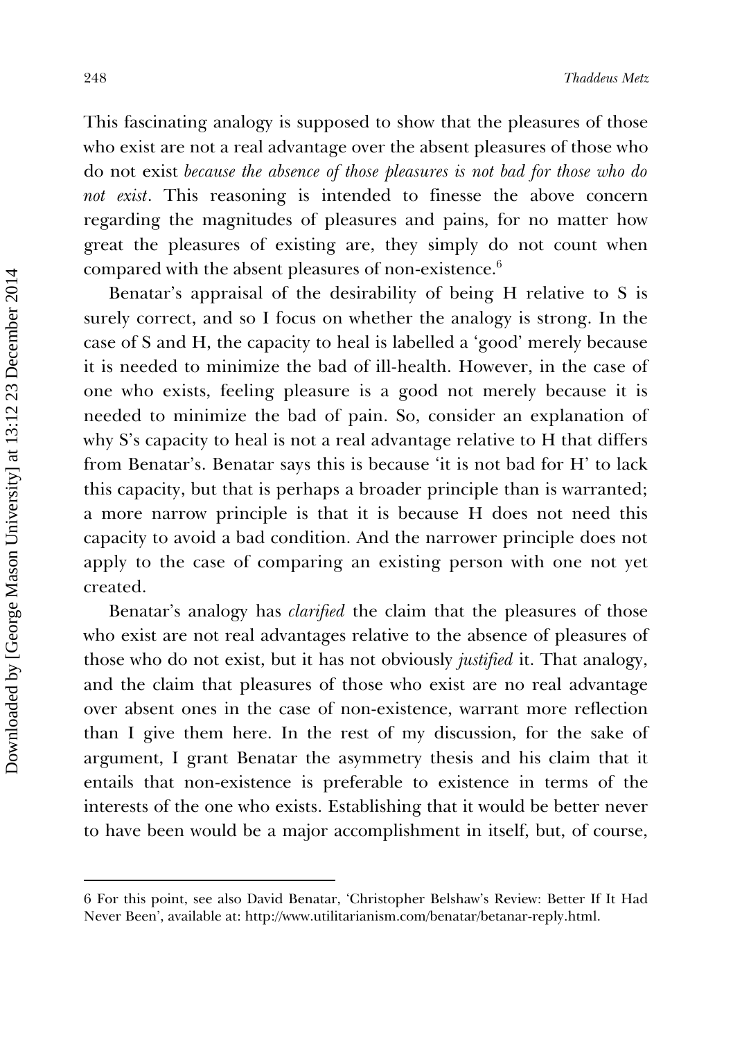This fascinating analogy is supposed to show that the pleasures of those who exist are not a real advantage over the absent pleasures of those who do not exist *because the absence of those pleasures is not bad for those who do not exist*. This reasoning is intended to finesse the above concern regarding the magnitudes of pleasures and pains, for no matter how great the pleasures of existing are, they simply do not count when compared with the absent pleasures of non-existence.[6]

Benatar's appraisal of the desirability of being H relative to S is surely correct, and so I focus on whether the analogy is strong. In the case of S and H, the capacity to heal is labelled a 'good' merely because it is needed to minimize the bad of ill-health. However, in the case of one who exists, feeling pleasure is a good not merely because it is needed to minimize the bad of pain. So, consider an explanation of why S's capacity to heal is not a real advantage relative to H that differs from Benatar's. Benatar says this is because 'it is not bad for H' to lack this capacity, but that is perhaps a broader principle than is warranted; a more narrow principle is that it is because H does not need this capacity to avoid a bad condition. And the narrower principle does not apply to the case of comparing an existing person with one not yet created.

Benatar's analogy has *clarified* the claim that the pleasures of those who exist are not real advantages relative to the absence of pleasures of those who do not exist, but it has not obviously *justified* it. That analogy, and the claim that pleasures of those who exist are no real advantage over absent ones in the case of non-existence, warrant more reflection than I give them here. In the rest of my discussion, for the sake of argument, I grant Benatar the asymmetry thesis and his claim that it entails that non-existence is preferable to existence in terms of the interests of the one who exists. Establishing that it would be better never to have been would be a major accomplishment in itself, but, of course,

---

6 For this point, see also David Benatar, 'Christopher Belshaw's Review: Better If It Had Never Been', available at: http://www.utilitarianism.com/benatar/betanar-reply.html.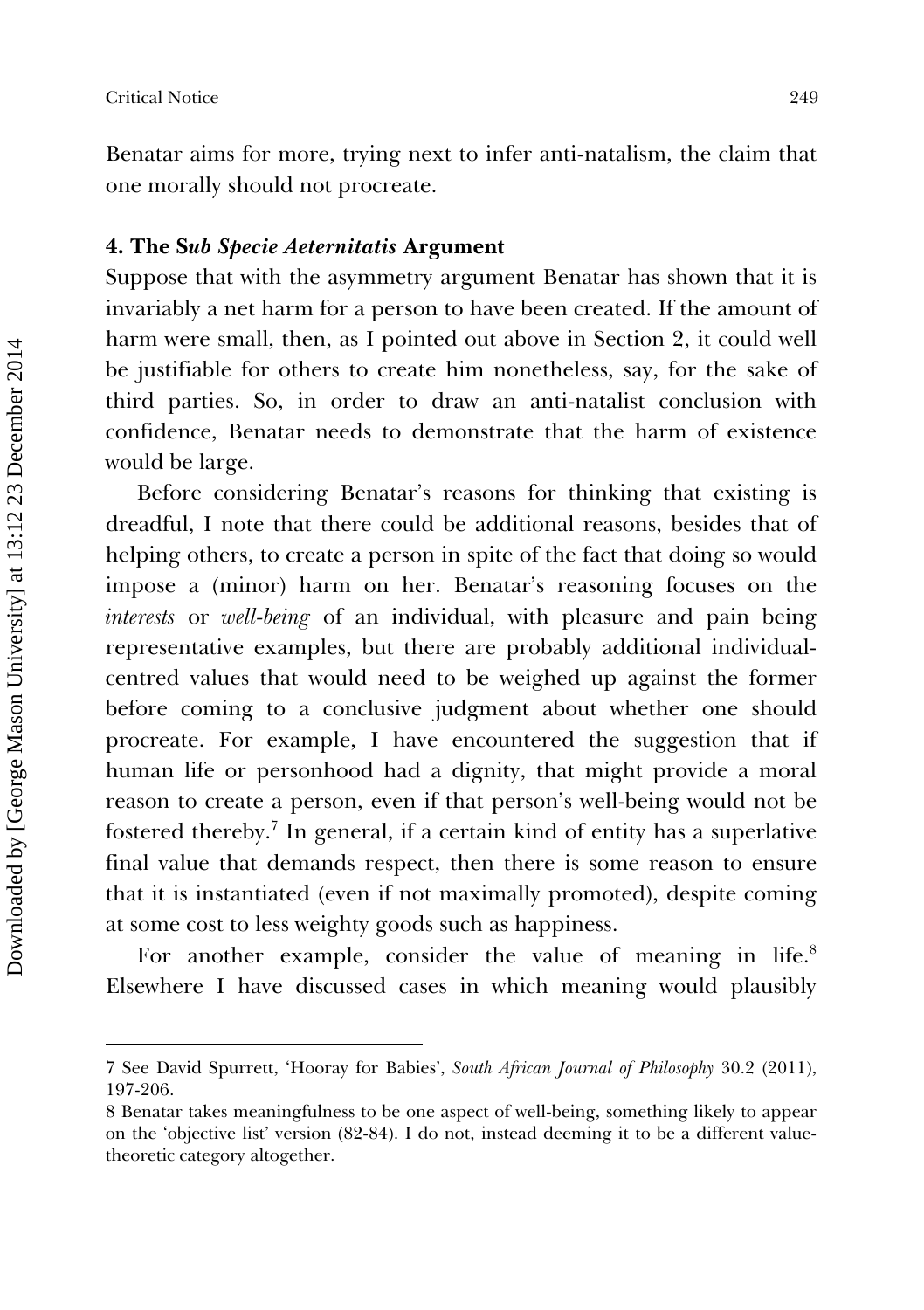Benatar aims for more, trying next to infer anti-natalism, the claim that one morally should not procreate.

## 4. The S*ub Specie Aeternitatis* Argument

Suppose that with the asymmetry argument Benatar has shown that it is invariably a net harm for a person to have been created. If the amount of harm were small, then, as I pointed out above in Section 2, it could well be justifiable for others to create him nonetheless, say, for the sake of third parties. So, in order to draw an anti-natalist conclusion with confidence, Benatar needs to demonstrate that the harm of existence would be large.

Before considering Benatar's reasons for thinking that existing is dreadful, I note that there could be additional reasons, besides that of helping others, to create a person in spite of the fact that doing so would impose a (minor) harm on her. Benatar's reasoning focuses on the *interests* or *well-being* of an individual, with pleasure and pain being representative examples, but there are probably additional individual-centred values that would need to be weighed up against the former before coming to a conclusive judgment about whether one should procreate. For example, I have encountered the suggestion that if human life or personhood had a dignity, that might provide a moral reason to create a person, even if that person's well-being would not be fostered thereby.[7] In general, if a certain kind of entity has a superlative final value that demands respect, then there is some reason to ensure that it is instantiated (even if not maximally promoted), despite coming at some cost to less weighty goods such as happiness.

For another example, consider the value of meaning in life.[8] Elsewhere I have discussed cases in which meaning would plausibly

---

7 See David Spurrett, 'Hooray for Babies', *South African Journal of Philosophy* 30.2 (2011), 197-206.

8 Benatar takes meaningfulness to be one aspect of well-being, something likely to appear on the 'objective list' version (82-84). I do not, instead deeming it to be a different value-theoretic category altogether.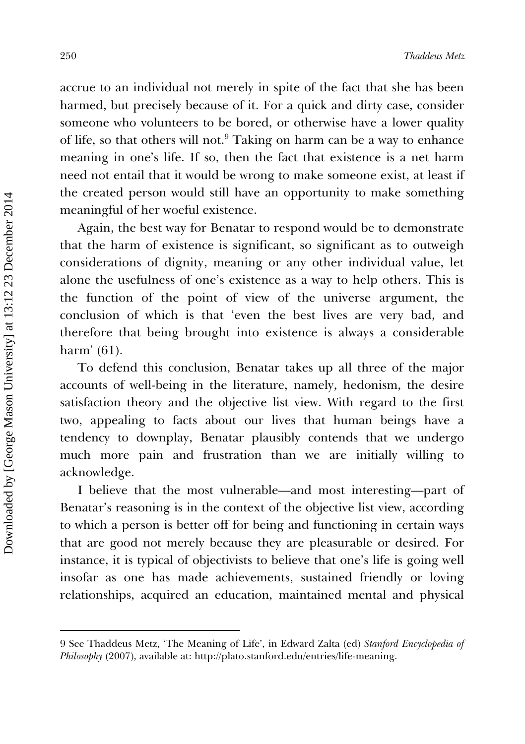accrue to an individual not merely in spite of the fact that she has been harmed, but precisely because of it. For a quick and dirty case, consider someone who volunteers to be bored, or otherwise have a lower quality of life, so that others will not.[9] Taking on harm can be a way to enhance meaning in one's life. If so, then the fact that existence is a net harm need not entail that it would be wrong to make someone exist, at least if the created person would still have an opportunity to make something meaningful of her woeful existence.

Again, the best way for Benatar to respond would be to demonstrate that the harm of existence is significant, so significant as to outweigh considerations of dignity, meaning or any other individual value, let alone the usefulness of one's existence as a way to help others. This is the function of the point of view of the universe argument, the conclusion of which is that 'even the best lives are very bad, and therefore that being brought into existence is always a considerable harm' (61).

To defend this conclusion, Benatar takes up all three of the major accounts of well-being in the literature, namely, hedonism, the desire satisfaction theory and the objective list view. With regard to the first two, appealing to facts about our lives that human beings have a tendency to downplay, Benatar plausibly contends that we undergo much more pain and frustration than we are initially willing to acknowledge.

I believe that the most vulnerable—and most interesting—part of Benatar's reasoning is in the context of the objective list view, according to which a person is better off for being and functioning in certain ways that are good not merely because they are pleasurable or desired. For instance, it is typical of objectivists to believe that one's life is going well insofar as one has made achievements, sustained friendly or loving relationships, acquired an education, maintained mental and physical

9 See Thaddeus Metz, 'The Meaning of Life', in Edward Zalta (ed) *Stanford Encyclopedia of Philosophy* (2007), available at: http://plato.stanford.edu/entries/life-meaning.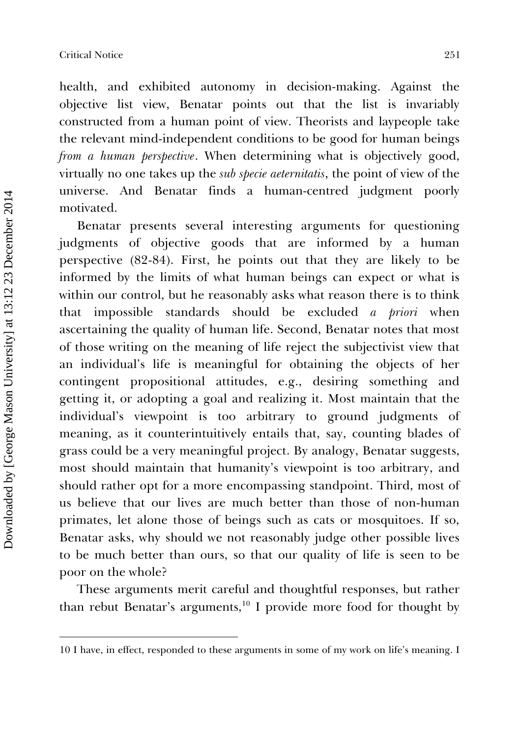health, and exhibited autonomy in decision-making. Against the objective list view, Benatar points out that the list is invariably constructed from a human point of view. Theorists and laypeople take the relevant mind-independent conditions to be good for human beings *from a human perspective*. When determining what is objectively good, virtually no one takes up the *sub specie aeternitatis*, the point of view of the universe. And Benatar finds a human-centred judgment poorly motivated.

Benatar presents several interesting arguments for questioning judgments of objective goods that are informed by a human perspective (82-84). First, he points out that they are likely to be informed by the limits of what human beings can expect or what is within our control, but he reasonably asks what reason there is to think that impossible standards should be excluded *a priori* when ascertaining the quality of human life. Second, Benatar notes that most of those writing on the meaning of life reject the subjectivist view that an individual's life is meaningful for obtaining the objects of her contingent propositional attitudes, e.g., desiring something and getting it, or adopting a goal and realizing it. Most maintain that the individual's viewpoint is too arbitrary to ground judgments of meaning, as it counterintuitively entails that, say, counting blades of grass could be a very meaningful project. By analogy, Benatar suggests, most should maintain that humanity's viewpoint is too arbitrary, and should rather opt for a more encompassing standpoint. Third, most of us believe that our lives are much better than those of non-human primates, let alone those of beings such as cats or mosquitoes. If so, Benatar asks, why should we not reasonably judge other possible lives to be much better than ours, so that our quality of life is seen to be poor on the whole?

These arguments merit careful and thoughtful responses, but rather than rebut Benatar's arguments,[10] I provide more food for thought by

---

10 I have, in effect, responded to these arguments in some of my work on life's meaning. I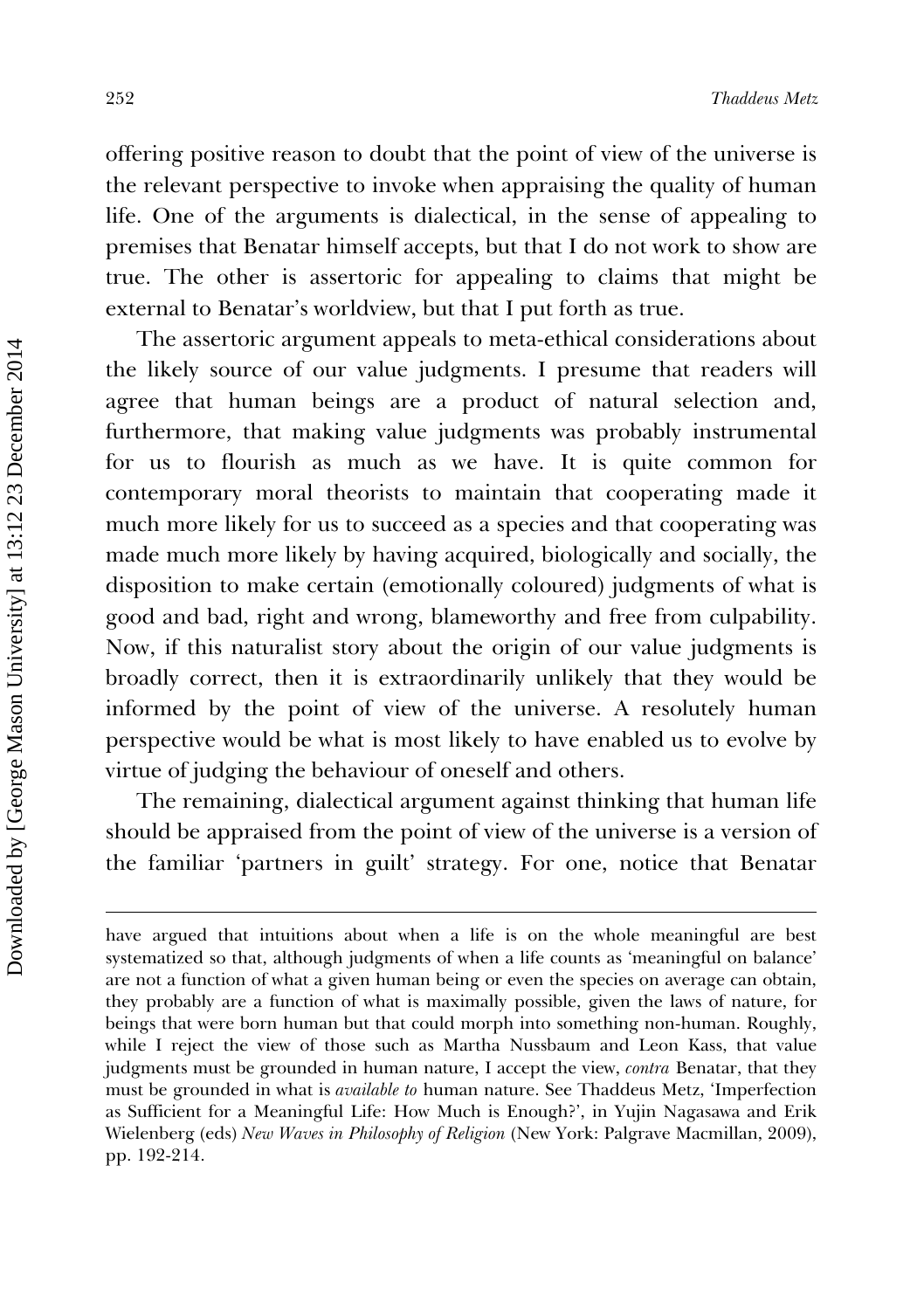offering positive reason to doubt that the point of view of the universe is the relevant perspective to invoke when appraising the quality of human life. One of the arguments is dialectical, in the sense of appealing to premises that Benatar himself accepts, but that I do not work to show are true. The other is assertoric for appealing to claims that might be external to Benatar's worldview, but that I put forth as true.

The assertoric argument appeals to meta-ethical considerations about the likely source of our value judgments. I presume that readers will agree that human beings are a product of natural selection and, furthermore, that making value judgments was probably instrumental for us to flourish as much as we have. It is quite common for contemporary moral theorists to maintain that cooperating made it much more likely for us to succeed as a species and that cooperating was made much more likely by having acquired, biologically and socially, the disposition to make certain (emotionally coloured) judgments of what is good and bad, right and wrong, blameworthy and free from culpability. Now, if this naturalist story about the origin of our value judgments is broadly correct, then it is extraordinarily unlikely that they would be informed by the point of view of the universe. A resolutely human perspective would be what is most likely to have enabled us to evolve by virtue of judging the behaviour of oneself and others.

The remaining, dialectical argument against thinking that human life should be appraised from the point of view of the universe is a version of the familiar 'partners in guilt' strategy. For one, notice that Benatar

---

have argued that intuitions about when a life is on the whole meaningful are best systematized so that, although judgments of when a life counts as 'meaningful on balance' are not a function of what a given human being or even the species on average can obtain, they probably are a function of what is maximally possible, given the laws of nature, for beings that were born human but that could morph into something non-human. Roughly, while I reject the view of those such as Martha Nussbaum and Leon Kass, that value judgments must be grounded in human nature, I accept the view, *contra* Benatar, that they must be grounded in what is *available to* human nature. See Thaddeus Metz, 'Imperfection as Sufficient for a Meaningful Life: How Much is Enough?', in Yujin Nagasawa and Erik Wielenberg (eds) *New Waves in Philosophy of Religion* (New York: Palgrave Macmillan, 2009), pp. 192-214.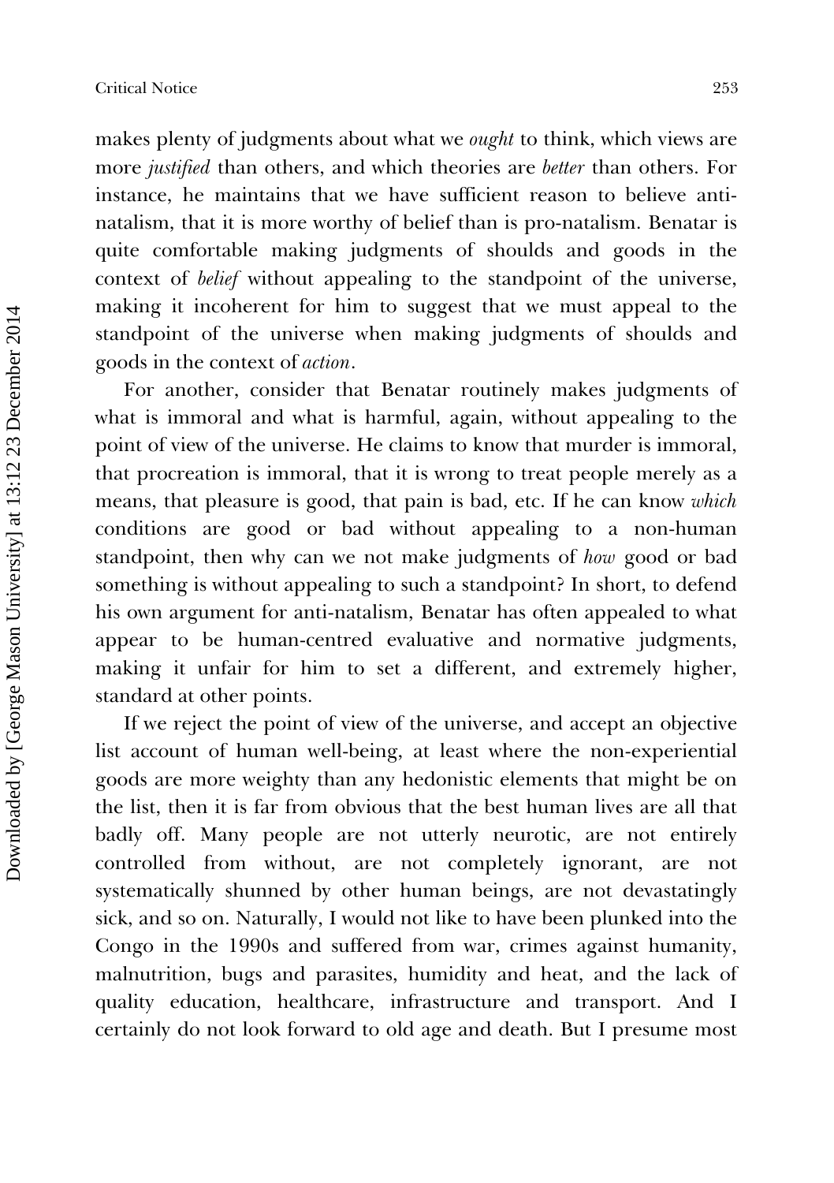makes plenty of judgments about what we *ought* to think, which views are more *justified* than others, and which theories are *better* than others. For instance, he maintains that we have sufficient reason to believe anti-natalism, that it is more worthy of belief than is pro-natalism. Benatar is quite comfortable making judgments of shoulds and goods in the context of *belief* without appealing to the standpoint of the universe, making it incoherent for him to suggest that we must appeal to the standpoint of the universe when making judgments of shoulds and goods in the context of *action*.

For another, consider that Benatar routinely makes judgments of what is immoral and what is harmful, again, without appealing to the point of view of the universe. He claims to know that murder is immoral, that procreation is immoral, that it is wrong to treat people merely as a means, that pleasure is good, that pain is bad, etc. If he can know *which* conditions are good or bad without appealing to a non-human standpoint, then why can we not make judgments of *how* good or bad something is without appealing to such a standpoint? In short, to defend his own argument for anti-natalism, Benatar has often appealed to what appear to be human-centred evaluative and normative judgments, making it unfair for him to set a different, and extremely higher, standard at other points.

If we reject the point of view of the universe, and accept an objective list account of human well-being, at least where the non-experiential goods are more weighty than any hedonistic elements that might be on the list, then it is far from obvious that the best human lives are all that badly off. Many people are not utterly neurotic, are not entirely controlled from without, are not completely ignorant, are not systematically shunned by other human beings, are not devastatingly sick, and so on. Naturally, I would not like to have been plunked into the Congo in the 1990s and suffered from war, crimes against humanity, malnutrition, bugs and parasites, humidity and heat, and the lack of quality education, healthcare, infrastructure and transport. And I certainly do not look forward to old age and death. But I presume most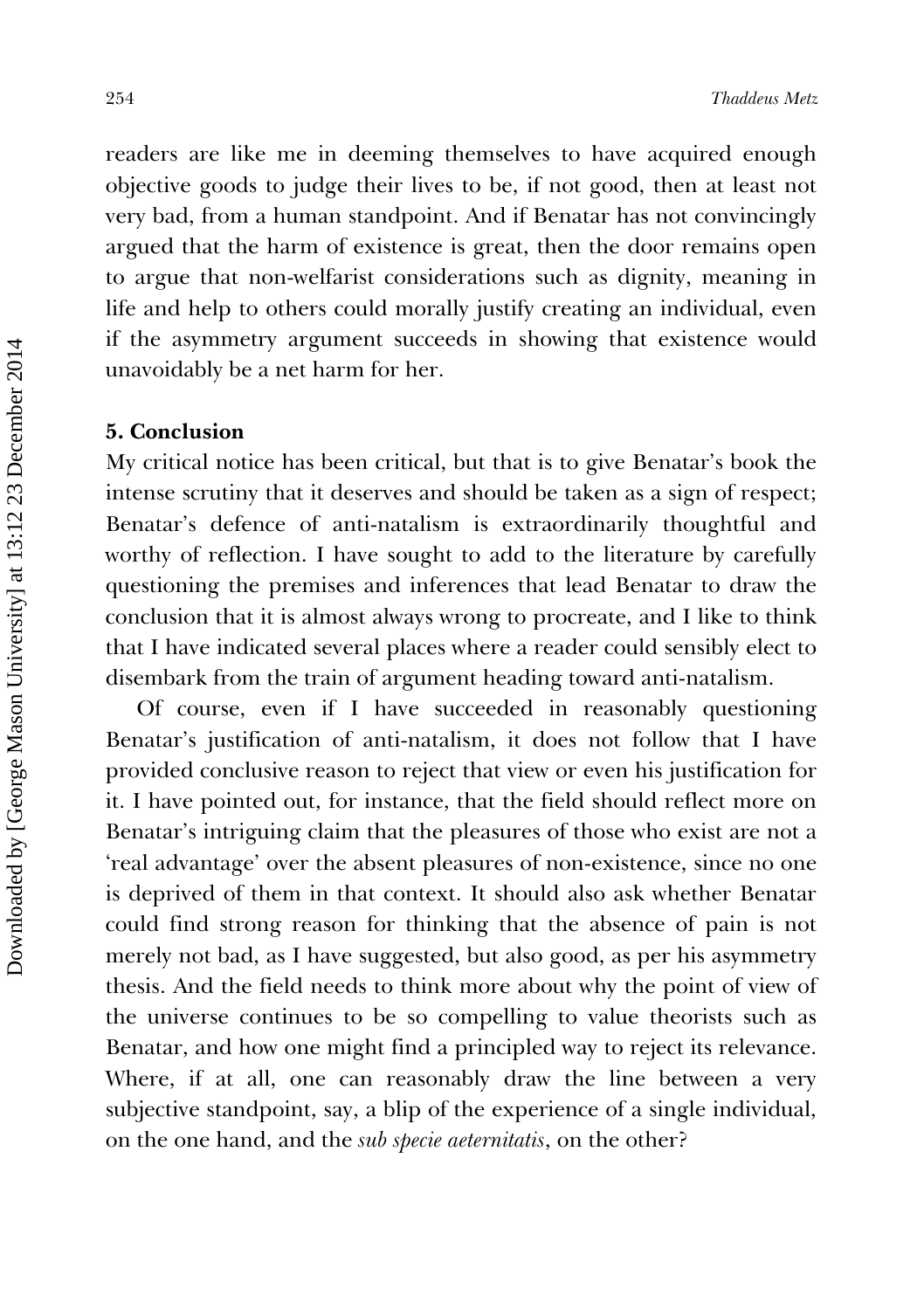readers are like me in deeming themselves to have acquired enough objective goods to judge their lives to be, if not good, then at least not very bad, from a human standpoint. And if Benatar has not convincingly argued that the harm of existence is great, then the door remains open to argue that non-welfarist considerations such as dignity, meaning in life and help to others could morally justify creating an individual, even if the asymmetry argument succeeds in showing that existence would unavoidably be a net harm for her.

## 5. Conclusion

My critical notice has been critical, but that is to give Benatar's book the intense scrutiny that it deserves and should be taken as a sign of respect; Benatar's defence of anti-natalism is extraordinarily thoughtful and worthy of reflection. I have sought to add to the literature by carefully questioning the premises and inferences that lead Benatar to draw the conclusion that it is almost always wrong to procreate, and I like to think that I have indicated several places where a reader could sensibly elect to disembark from the train of argument heading toward anti-natalism.

Of course, even if I have succeeded in reasonably questioning Benatar's justification of anti-natalism, it does not follow that I have provided conclusive reason to reject that view or even his justification for it. I have pointed out, for instance, that the field should reflect more on Benatar's intriguing claim that the pleasures of those who exist are not a 'real advantage' over the absent pleasures of non-existence, since no one is deprived of them in that context. It should also ask whether Benatar could find strong reason for thinking that the absence of pain is not merely not bad, as I have suggested, but also good, as per his asymmetry thesis. And the field needs to think more about why the point of view of the universe continues to be so compelling to value theorists such as Benatar, and how one might find a principled way to reject its relevance. Where, if at all, one can reasonably draw the line between a very subjective standpoint, say, a blip of the experience of a single individual, on the one hand, and the *sub specie aeternitatis*, on the other?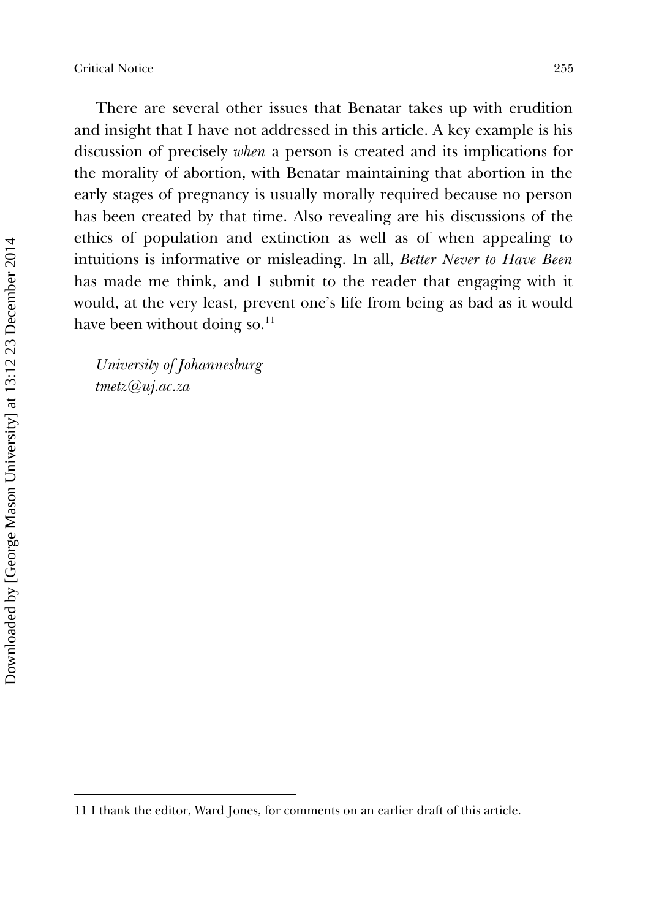There are several other issues that Benatar takes up with erudition and insight that I have not addressed in this article. A key example is his discussion of precisely *when* a person is created and its implications for the morality of abortion, with Benatar maintaining that abortion in the early stages of pregnancy is usually morally required because no person has been created by that time. Also revealing are his discussions of the ethics of population and extinction as well as of when appealing to intuitions is informative or misleading. In all, *Better Never to Have Been* has made me think, and I submit to the reader that engaging with it would, at the very least, prevent one's life from being as bad as it would have been without doing so.[11]

*University of Johannesburg*
*tmetz@uj.ac.za*

---

11 I thank the editor, Ward Jones, for comments on an earlier draft of this article.